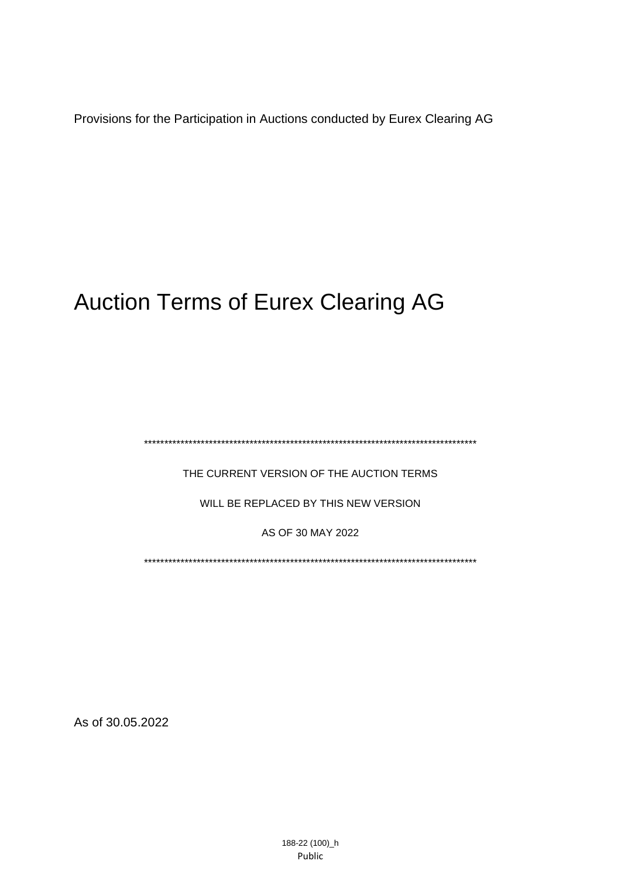Provisions for the Participation in Auctions conducted by Eurex Clearing AG

# Auction Terms of Eurex Clearing AG

**************************************************************************************

THE CURRENT VERSION OF THE AUCTION TERMS

WILL BE REPLACED BY THIS NEW VERSION

AS OF 30 MAY 2022

**************************************************************************************

As of 30.05.2022

188-22 (100)_h

Public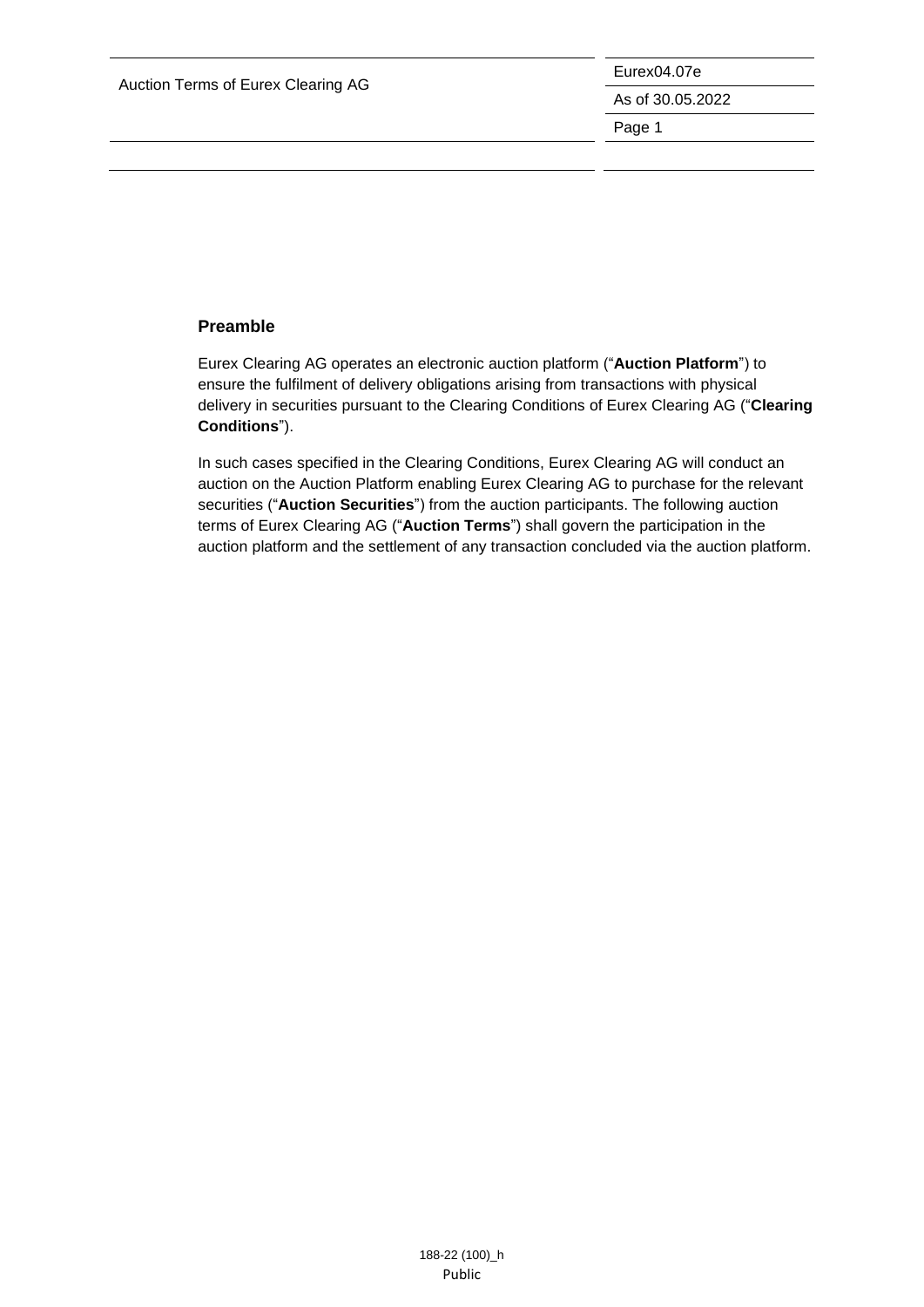## Preamble

Eurex Clearing AG operates an electronic auction platform ("**Auction Platform**") to ensure the fulfilment of delivery obligations arising from transactions with physical delivery in securities pursuant to the Clearing Conditions of Eurex Clearing AG ("**Clearing Conditions**").

In such cases specified in the Clearing Conditions, Eurex Clearing AG will conduct an auction on the Auction Platform enabling Eurex Clearing AG to purchase for the relevant securities ("**Auction Securities**") from the auction participants. The following auction terms of Eurex Clearing AG ("**Auction Terms**") shall govern the participation in the auction platform and the settlement of any transaction concluded via the auction platform.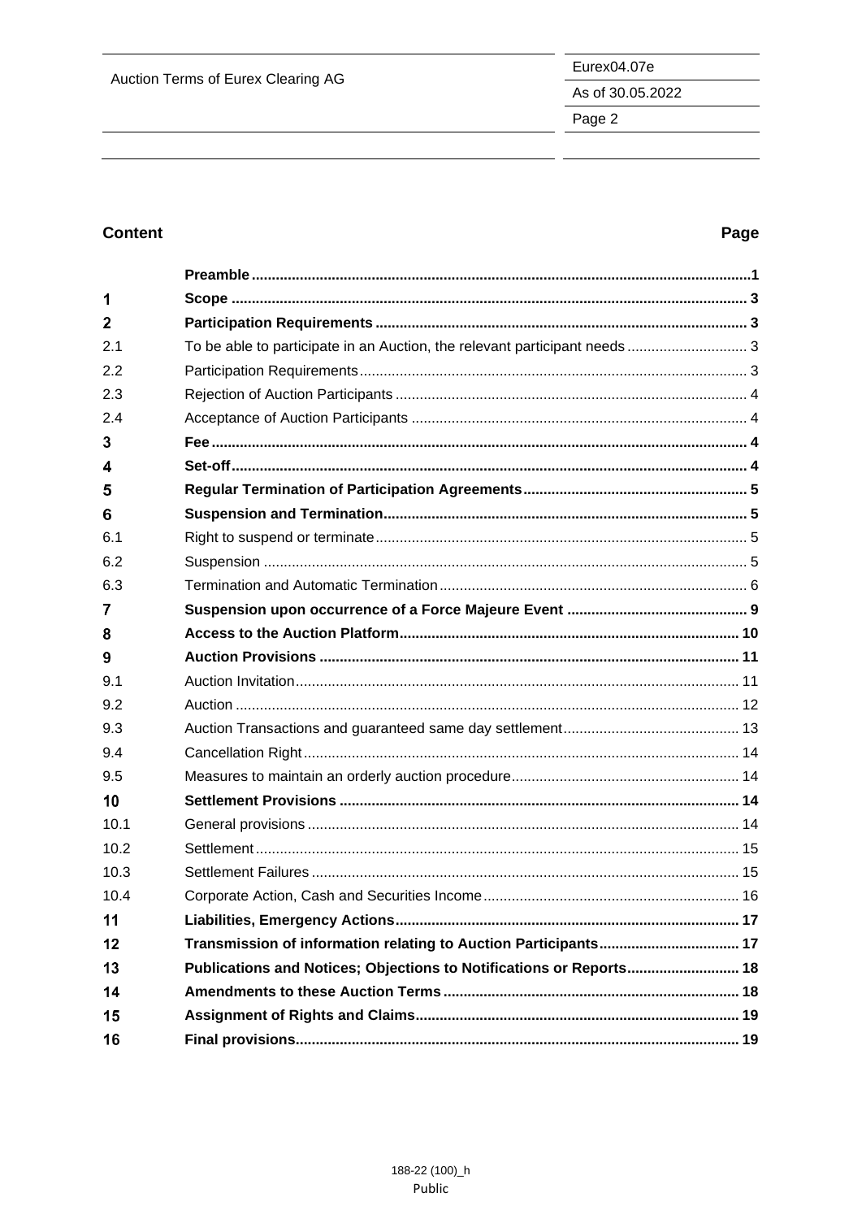**Content** **Page**

| | | |
|---|---|---|
| | **Preamble** | **1** |
| **1** | **Scope** | **3** |
| **2** | **Participation Requirements** | **3** |
| 2.1 | To be able to participate in an Auction, the relevant participant needs | 3 |
| 2.2 | Participation Requirements | 3 |
| 2.3 | Rejection of Auction Participants | 4 |
| 2.4 | Acceptance of Auction Participants | 4 |
| **3** | **Fee** | **4** |
| **4** | **Set-off** | **4** |
| **5** | **Regular Termination of Participation Agreements** | **5** |
| **6** | **Suspension and Termination** | **5** |
| 6.1 | Right to suspend or terminate | 5 |
| 6.2 | Suspension | 5 |
| 6.3 | Termination and Automatic Termination | 6 |
| **7** | **Suspension upon occurrence of a Force Majeure Event** | **9** |
| **8** | **Access to the Auction Platform** | **10** |
| **9** | **Auction Provisions** | **11** |
| 9.1 | Auction Invitation | 11 |
| 9.2 | Auction | 12 |
| 9.3 | Auction Transactions and guaranteed same day settlement | 13 |
| 9.4 | Cancellation Right | 14 |
| 9.5 | Measures to maintain an orderly auction procedure | 14 |
| **10** | **Settlement Provisions** | **14** |
| 10.1 | General provisions | 14 |
| 10.2 | Settlement | 15 |
| 10.3 | Settlement Failures | 15 |
| 10.4 | Corporate Action, Cash and Securities Income | 16 |
| **11** | **Liabilities, Emergency Actions** | **17** |
| **12** | **Transmission of information relating to Auction Participants** | **17** |
| **13** | **Publications and Notices; Objections to Notifications or Reports** | **18** |
| **14** | **Amendments to these Auction Terms** | **18** |
| **15** | **Assignment of Rights and Claims** | **19** |
| **16** | **Final provisions** | **19** |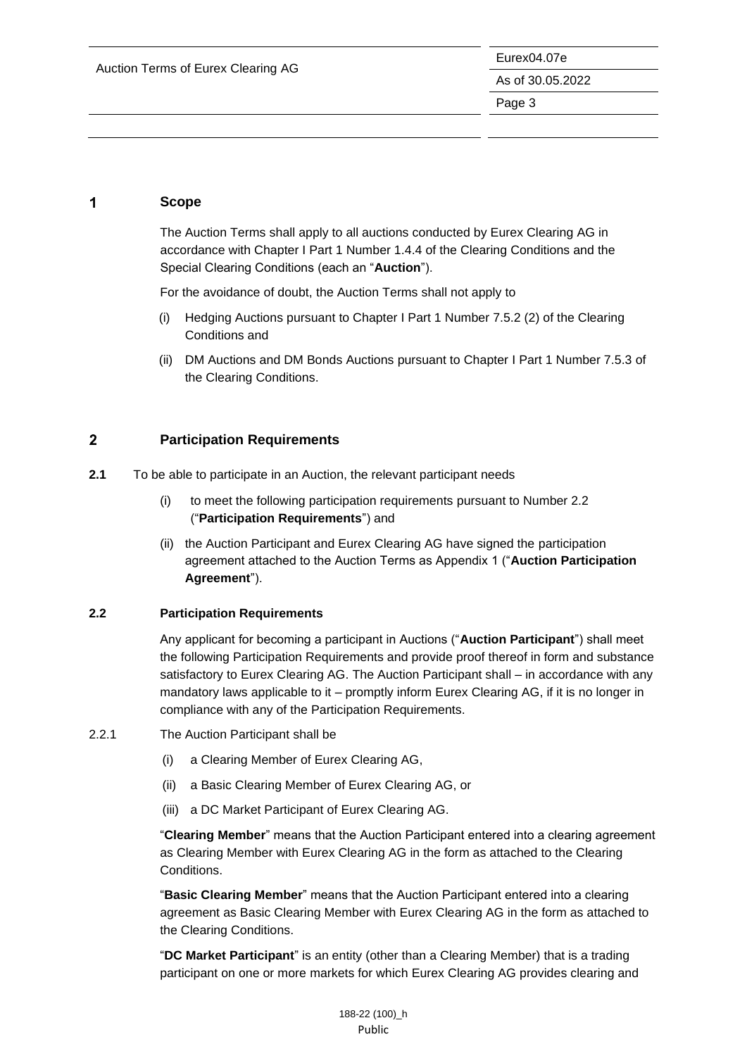## 1 Scope

The Auction Terms shall apply to all auctions conducted by Eurex Clearing AG in accordance with Chapter I Part 1 Number 1.4.4 of the Clearing Conditions and the Special Clearing Conditions (each an "**Auction**").

For the avoidance of doubt, the Auction Terms shall not apply to

(i) Hedging Auctions pursuant to Chapter I Part 1 Number 7.5.2 (2) of the Clearing Conditions and

(ii) DM Auctions and DM Bonds Auctions pursuant to Chapter I Part 1 Number 7.5.3 of the Clearing Conditions.

## 2 Participation Requirements

**2.1** To be able to participate in an Auction, the relevant participant needs

(i) to meet the following participation requirements pursuant to Number 2.2 ("**Participation Requirements**") and

(ii) the Auction Participant and Eurex Clearing AG have signed the participation agreement attached to the Auction Terms as Appendix 1 ("**Auction Participation Agreement**").

### 2.2 Participation Requirements

Any applicant for becoming a participant in Auctions ("**Auction Participant**") shall meet the following Participation Requirements and provide proof thereof in form and substance satisfactory to Eurex Clearing AG. The Auction Participant shall – in accordance with any mandatory laws applicable to it – promptly inform Eurex Clearing AG, if it is no longer in compliance with any of the Participation Requirements.

2.2.1 The Auction Participant shall be

(i) a Clearing Member of Eurex Clearing AG,

(ii) a Basic Clearing Member of Eurex Clearing AG, or

(iii) a DC Market Participant of Eurex Clearing AG.

"**Clearing Member**" means that the Auction Participant entered into a clearing agreement as Clearing Member with Eurex Clearing AG in the form as attached to the Clearing Conditions.

"**Basic Clearing Member**" means that the Auction Participant entered into a clearing agreement as Basic Clearing Member with Eurex Clearing AG in the form as attached to the Clearing Conditions.

"**DC Market Participant**" is an entity (other than a Clearing Member) that is a trading participant on one or more markets for which Eurex Clearing AG provides clearing and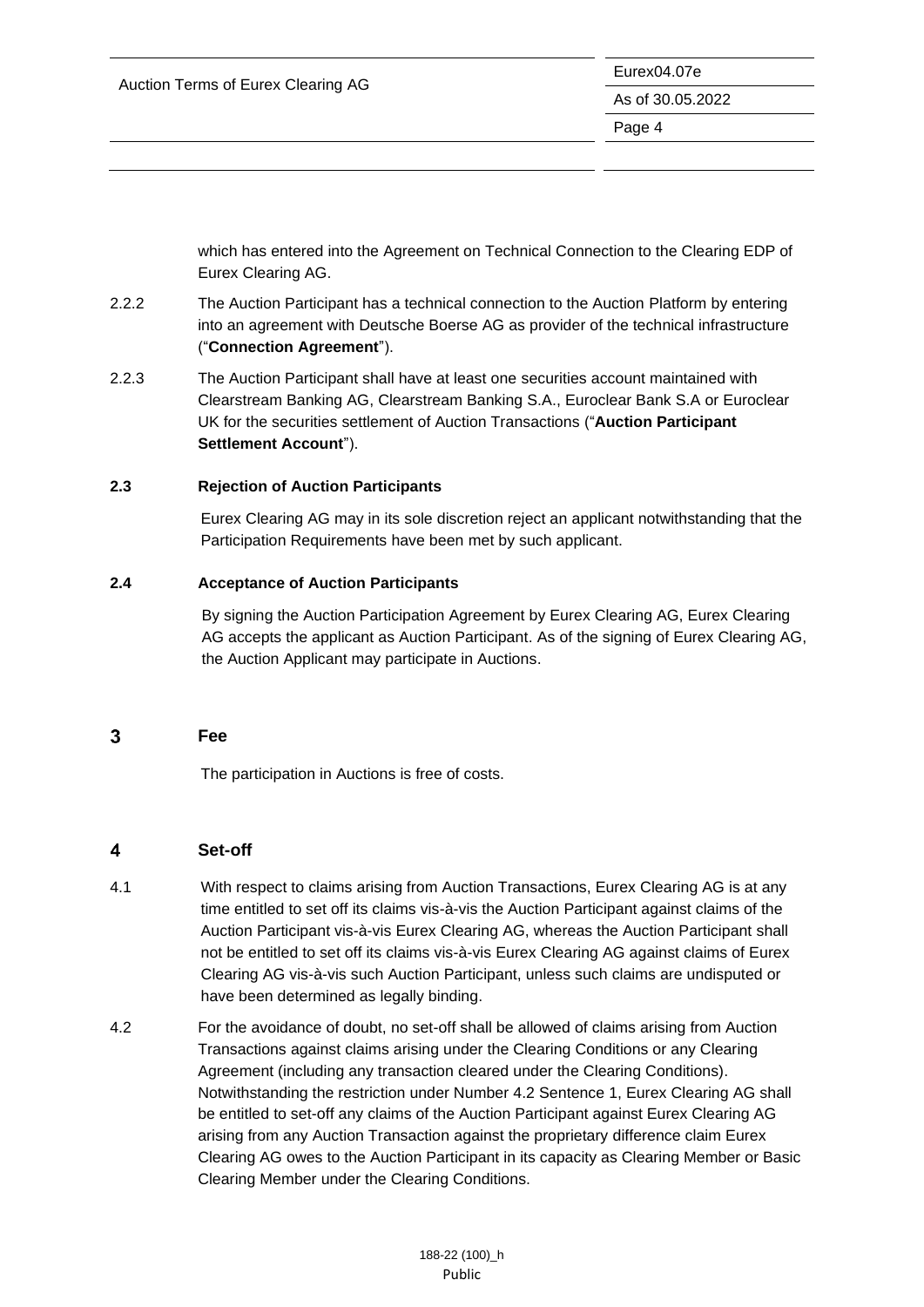which has entered into the Agreement on Technical Connection to the Clearing EDP of Eurex Clearing AG.

2.2.2 The Auction Participant has a technical connection to the Auction Platform by entering into an agreement with Deutsche Boerse AG as provider of the technical infrastructure ("**Connection Agreement**").

2.2.3 The Auction Participant shall have at least one securities account maintained with Clearstream Banking AG, Clearstream Banking S.A., Euroclear Bank S.A or Euroclear UK for the securities settlement of Auction Transactions ("**Auction Participant Settlement Account**").

### 2.3 Rejection of Auction Participants

Eurex Clearing AG may in its sole discretion reject an applicant notwithstanding that the Participation Requirements have been met by such applicant.

### 2.4 Acceptance of Auction Participants

By signing the Auction Participation Agreement by Eurex Clearing AG, Eurex Clearing AG accepts the applicant as Auction Participant. As of the signing of Eurex Clearing AG, the Auction Applicant may participate in Auctions.

## 3 Fee

The participation in Auctions is free of costs.

## 4 Set-off

4.1 With respect to claims arising from Auction Transactions, Eurex Clearing AG is at any time entitled to set off its claims vis-à-vis the Auction Participant against claims of the Auction Participant vis-à-vis Eurex Clearing AG, whereas the Auction Participant shall not be entitled to set off its claims vis-à-vis Eurex Clearing AG against claims of Eurex Clearing AG vis-à-vis such Auction Participant, unless such claims are undisputed or have been determined as legally binding.

4.2 For the avoidance of doubt, no set-off shall be allowed of claims arising from Auction Transactions against claims arising under the Clearing Conditions or any Clearing Agreement (including any transaction cleared under the Clearing Conditions). Notwithstanding the restriction under Number 4.2 Sentence 1, Eurex Clearing AG shall be entitled to set-off any claims of the Auction Participant against Eurex Clearing AG arising from any Auction Transaction against the proprietary difference claim Eurex Clearing AG owes to the Auction Participant in its capacity as Clearing Member or Basic Clearing Member under the Clearing Conditions.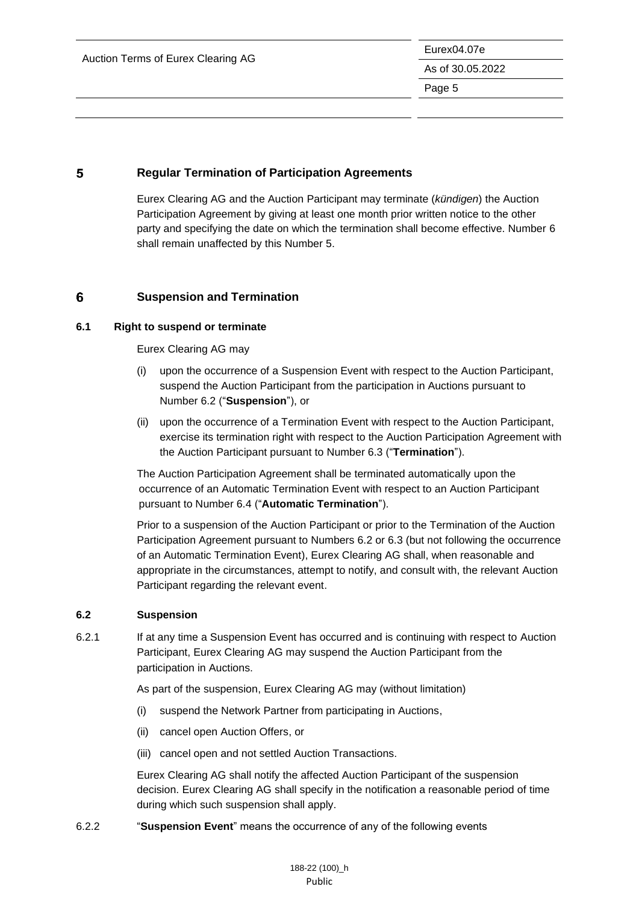## 5 Regular Termination of Participation Agreements

Eurex Clearing AG and the Auction Participant may terminate (*kündigen*) the Auction Participation Agreement by giving at least one month prior written notice to the other party and specifying the date on which the termination shall become effective. Number 6 shall remain unaffected by this Number 5.

## 6 Suspension and Termination

### 6.1 Right to suspend or terminate

Eurex Clearing AG may

(i) upon the occurrence of a Suspension Event with respect to the Auction Participant, suspend the Auction Participant from the participation in Auctions pursuant to Number 6.2 ("**Suspension**"), or

(ii) upon the occurrence of a Termination Event with respect to the Auction Participant, exercise its termination right with respect to the Auction Participation Agreement with the Auction Participant pursuant to Number 6.3 ("**Termination**").

The Auction Participation Agreement shall be terminated automatically upon the occurrence of an Automatic Termination Event with respect to an Auction Participant pursuant to Number 6.4 ("**Automatic Termination**").

Prior to a suspension of the Auction Participant or prior to the Termination of the Auction Participation Agreement pursuant to Numbers 6.2 or 6.3 (but not following the occurrence of an Automatic Termination Event), Eurex Clearing AG shall, when reasonable and appropriate in the circumstances, attempt to notify, and consult with, the relevant Auction Participant regarding the relevant event.

### 6.2 Suspension

6.2.1 If at any time a Suspension Event has occurred and is continuing with respect to Auction Participant, Eurex Clearing AG may suspend the Auction Participant from the participation in Auctions.

As part of the suspension, Eurex Clearing AG may (without limitation)

(i) suspend the Network Partner from participating in Auctions,

(ii) cancel open Auction Offers, or

(iii) cancel open and not settled Auction Transactions.

Eurex Clearing AG shall notify the affected Auction Participant of the suspension decision. Eurex Clearing AG shall specify in the notification a reasonable period of time during which such suspension shall apply.

6.2.2 "**Suspension Event**" means the occurrence of any of the following events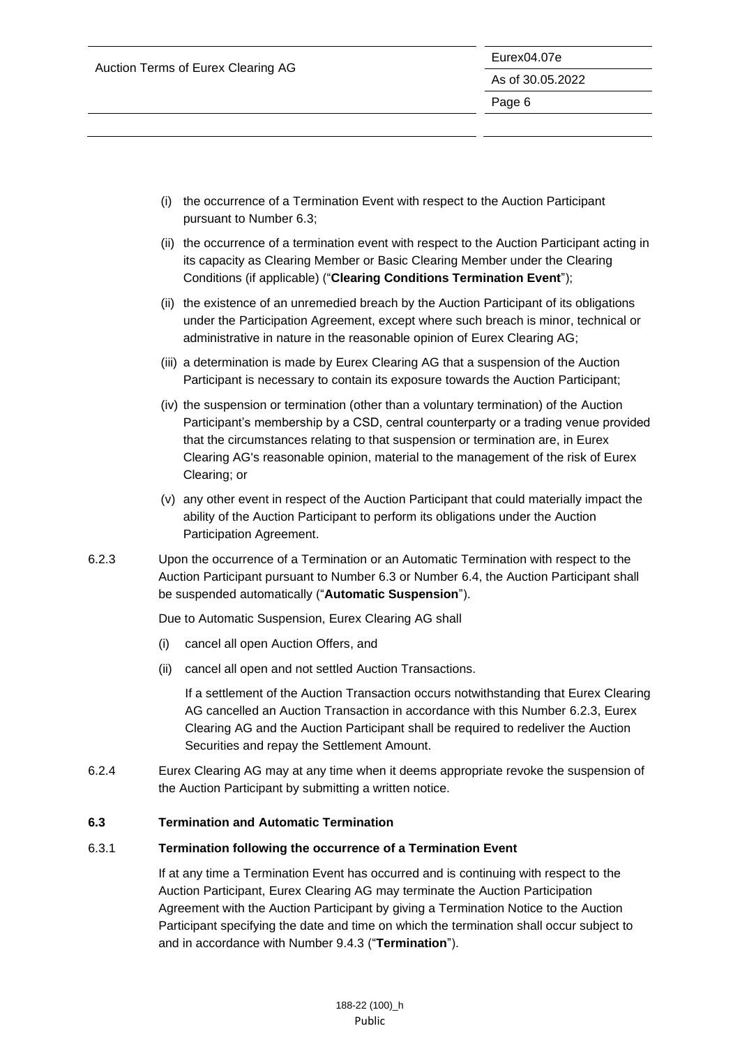(i) the occurrence of a Termination Event with respect to the Auction Participant pursuant to Number 6.3;

(ii) the occurrence of a termination event with respect to the Auction Participant acting in its capacity as Clearing Member or Basic Clearing Member under the Clearing Conditions (if applicable) ("**Clearing Conditions Termination Event**");

(ii) the existence of an unremedied breach by the Auction Participant of its obligations under the Participation Agreement, except where such breach is minor, technical or administrative in nature in the reasonable opinion of Eurex Clearing AG;

(iii) a determination is made by Eurex Clearing AG that a suspension of the Auction Participant is necessary to contain its exposure towards the Auction Participant;

(iv) the suspension or termination (other than a voluntary termination) of the Auction Participant's membership by a CSD, central counterparty or a trading venue provided that the circumstances relating to that suspension or termination are, in Eurex Clearing AG's reasonable opinion, material to the management of the risk of Eurex Clearing; or

(v) any other event in respect of the Auction Participant that could materially impact the ability of the Auction Participant to perform its obligations under the Auction Participation Agreement.

6.2.3 Upon the occurrence of a Termination or an Automatic Termination with respect to the Auction Participant pursuant to Number 6.3 or Number 6.4, the Auction Participant shall be suspended automatically ("**Automatic Suspension**").

Due to Automatic Suspension, Eurex Clearing AG shall

(i) cancel all open Auction Offers, and

(ii) cancel all open and not settled Auction Transactions.

If a settlement of the Auction Transaction occurs notwithstanding that Eurex Clearing AG cancelled an Auction Transaction in accordance with this Number 6.2.3, Eurex Clearing AG and the Auction Participant shall be required to redeliver the Auction Securities and repay the Settlement Amount.

6.2.4 Eurex Clearing AG may at any time when it deems appropriate revoke the suspension of the Auction Participant by submitting a written notice.

### 6.3 Termination and Automatic Termination

#### 6.3.1 Termination following the occurrence of a Termination Event

If at any time a Termination Event has occurred and is continuing with respect to the Auction Participant, Eurex Clearing AG may terminate the Auction Participation Agreement with the Auction Participant by giving a Termination Notice to the Auction Participant specifying the date and time on which the termination shall occur subject to and in accordance with Number 9.4.3 ("**Termination**").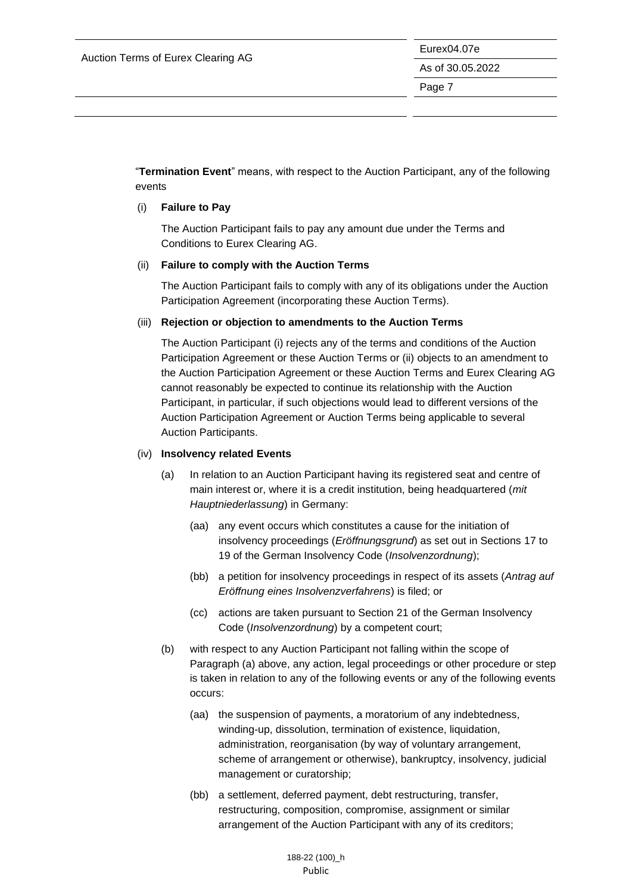"**Termination Event**" means, with respect to the Auction Participant, any of the following events

(i) **Failure to Pay**

The Auction Participant fails to pay any amount due under the Terms and Conditions to Eurex Clearing AG.

(ii) **Failure to comply with the Auction Terms**

The Auction Participant fails to comply with any of its obligations under the Auction Participation Agreement (incorporating these Auction Terms).

(iii) **Rejection or objection to amendments to the Auction Terms**

The Auction Participant (i) rejects any of the terms and conditions of the Auction Participation Agreement or these Auction Terms or (ii) objects to an amendment to the Auction Participation Agreement or these Auction Terms and Eurex Clearing AG cannot reasonably be expected to continue its relationship with the Auction Participant, in particular, if such objections would lead to different versions of the Auction Participation Agreement or Auction Terms being applicable to several Auction Participants.

(iv) **Insolvency related Events**

(a) In relation to an Auction Participant having its registered seat and centre of main interest or, where it is a credit institution, being headquartered (*mit Hauptniederlassung*) in Germany:

(aa) any event occurs which constitutes a cause for the initiation of insolvency proceedings (*Eröffnungsgrund*) as set out in Sections 17 to 19 of the German Insolvency Code (*Insolvenzordnung*);

(bb) a petition for insolvency proceedings in respect of its assets (*Antrag auf Eröffnung eines Insolvenzverfahrens*) is filed; or

(cc) actions are taken pursuant to Section 21 of the German Insolvency Code (*Insolvenzordnung*) by a competent court;

(b) with respect to any Auction Participant not falling within the scope of Paragraph (a) above, any action, legal proceedings or other procedure or step is taken in relation to any of the following events or any of the following events occurs:

(aa) the suspension of payments, a moratorium of any indebtedness, winding-up, dissolution, termination of existence, liquidation, administration, reorganisation (by way of voluntary arrangement, scheme of arrangement or otherwise), bankruptcy, insolvency, judicial management or curatorship;

(bb) a settlement, deferred payment, debt restructuring, transfer, restructuring, composition, compromise, assignment or similar arrangement of the Auction Participant with any of its creditors;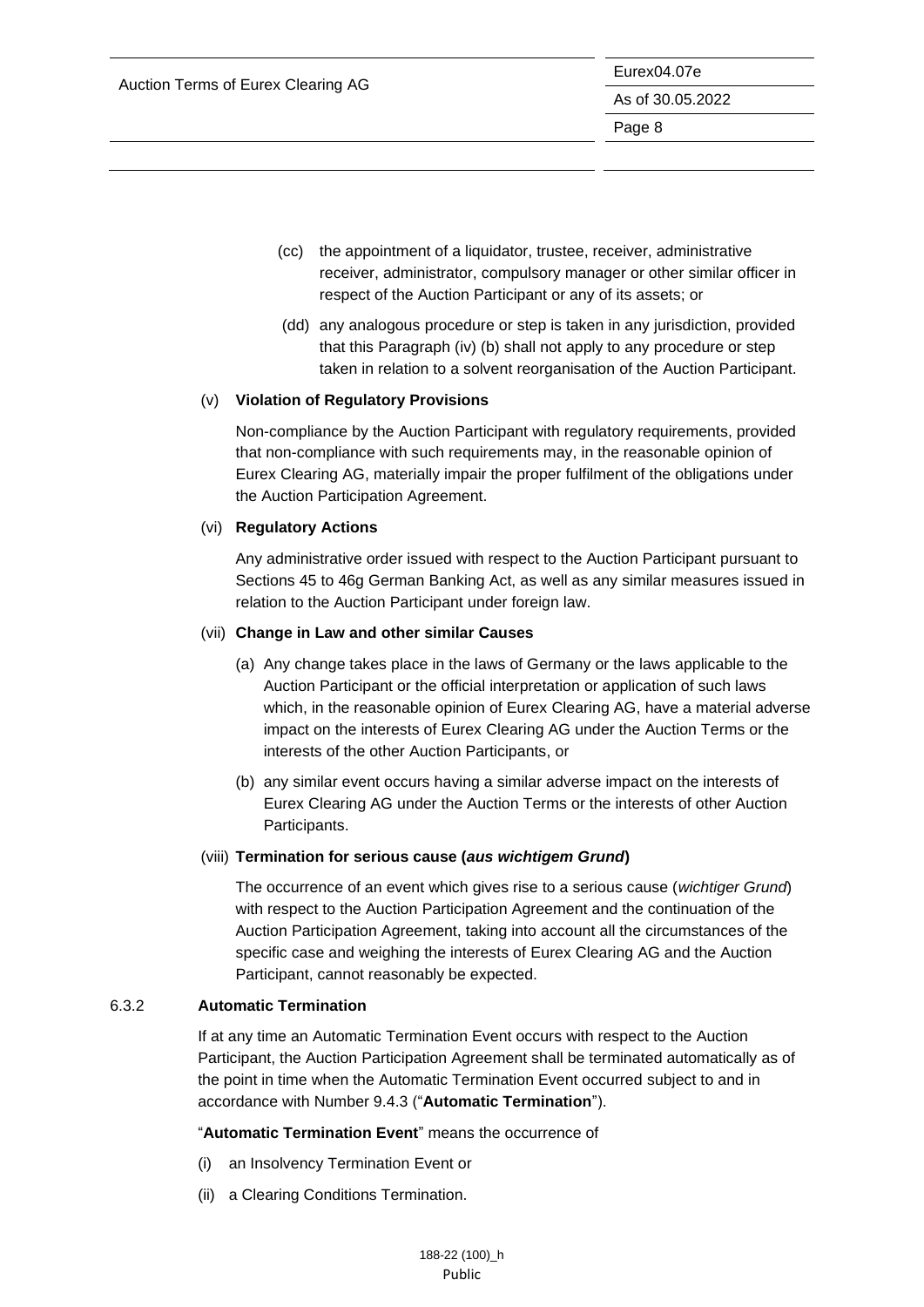(cc) the appointment of a liquidator, trustee, receiver, administrative receiver, administrator, compulsory manager or other similar officer in respect of the Auction Participant or any of its assets; or

(dd) any analogous procedure or step is taken in any jurisdiction, provided that this Paragraph (iv) (b) shall not apply to any procedure or step taken in relation to a solvent reorganisation of the Auction Participant.

(v) **Violation of Regulatory Provisions**

Non-compliance by the Auction Participant with regulatory requirements, provided that non-compliance with such requirements may, in the reasonable opinion of Eurex Clearing AG, materially impair the proper fulfilment of the obligations under the Auction Participation Agreement.

(vi) **Regulatory Actions**

Any administrative order issued with respect to the Auction Participant pursuant to Sections 45 to 46g German Banking Act, as well as any similar measures issued in relation to the Auction Participant under foreign law.

(vii) **Change in Law and other similar Causes**

(a) Any change takes place in the laws of Germany or the laws applicable to the Auction Participant or the official interpretation or application of such laws which, in the reasonable opinion of Eurex Clearing AG, have a material adverse impact on the interests of Eurex Clearing AG under the Auction Terms or the interests of the other Auction Participants, or

(b) any similar event occurs having a similar adverse impact on the interests of Eurex Clearing AG under the Auction Terms or the interests of other Auction Participants.

(viii) **Termination for serious cause (*aus wichtigem Grund*)**

The occurrence of an event which gives rise to a serious cause (*wichtiger Grund*) with respect to the Auction Participation Agreement and the continuation of the Auction Participation Agreement, taking into account all the circumstances of the specific case and weighing the interests of Eurex Clearing AG and the Auction Participant, cannot reasonably be expected.

6.3.2 **Automatic Termination**

If at any time an Automatic Termination Event occurs with respect to the Auction Participant, the Auction Participation Agreement shall be terminated automatically as of the point in time when the Automatic Termination Event occurred subject to and in accordance with Number 9.4.3 ("**Automatic Termination**").

"**Automatic Termination Event**" means the occurrence of

(i) an Insolvency Termination Event or

(ii) a Clearing Conditions Termination.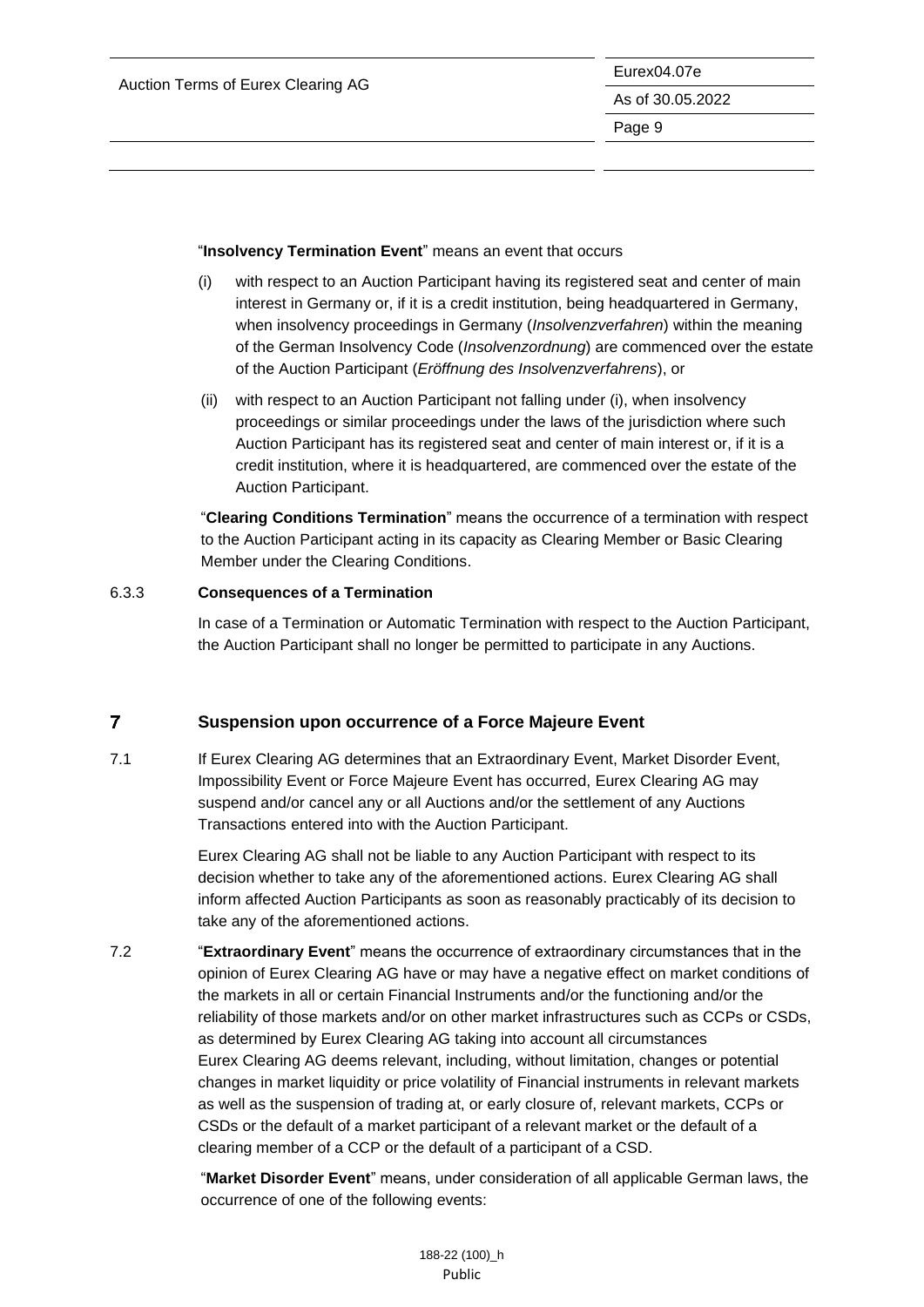"**Insolvency Termination Event**" means an event that occurs

(i) with respect to an Auction Participant having its registered seat and center of main interest in Germany or, if it is a credit institution, being headquartered in Germany, when insolvency proceedings in Germany (*Insolvenzverfahren*) within the meaning of the German Insolvency Code (*Insolvenzordnung*) are commenced over the estate of the Auction Participant (*Eröffnung des Insolvenzverfahrens*), or

(ii) with respect to an Auction Participant not falling under (i), when insolvency proceedings or similar proceedings under the laws of the jurisdiction where such Auction Participant has its registered seat and center of main interest or, if it is a credit institution, where it is headquartered, are commenced over the estate of the Auction Participant.

"**Clearing Conditions Termination**" means the occurrence of a termination with respect to the Auction Participant acting in its capacity as Clearing Member or Basic Clearing Member under the Clearing Conditions.

#### 6.3.3 Consequences of a Termination

In case of a Termination or Automatic Termination with respect to the Auction Participant, the Auction Participant shall no longer be permitted to participate in any Auctions.

## 7 Suspension upon occurrence of a Force Majeure Event

7.1 If Eurex Clearing AG determines that an Extraordinary Event, Market Disorder Event, Impossibility Event or Force Majeure Event has occurred, Eurex Clearing AG may suspend and/or cancel any or all Auctions and/or the settlement of any Auctions Transactions entered into with the Auction Participant.

Eurex Clearing AG shall not be liable to any Auction Participant with respect to its decision whether to take any of the aforementioned actions. Eurex Clearing AG shall inform affected Auction Participants as soon as reasonably practicably of its decision to take any of the aforementioned actions.

7.2 "**Extraordinary Event**" means the occurrence of extraordinary circumstances that in the opinion of Eurex Clearing AG have or may have a negative effect on market conditions of the markets in all or certain Financial Instruments and/or the functioning and/or the reliability of those markets and/or on other market infrastructures such as CCPs or CSDs, as determined by Eurex Clearing AG taking into account all circumstances Eurex Clearing AG deems relevant, including, without limitation, changes or potential changes in market liquidity or price volatility of Financial instruments in relevant markets as well as the suspension of trading at, or early closure of, relevant markets, CCPs or CSDs or the default of a market participant of a relevant market or the default of a clearing member of a CCP or the default of a participant of a CSD.

"**Market Disorder Event**" means, under consideration of all applicable German laws, the occurrence of one of the following events: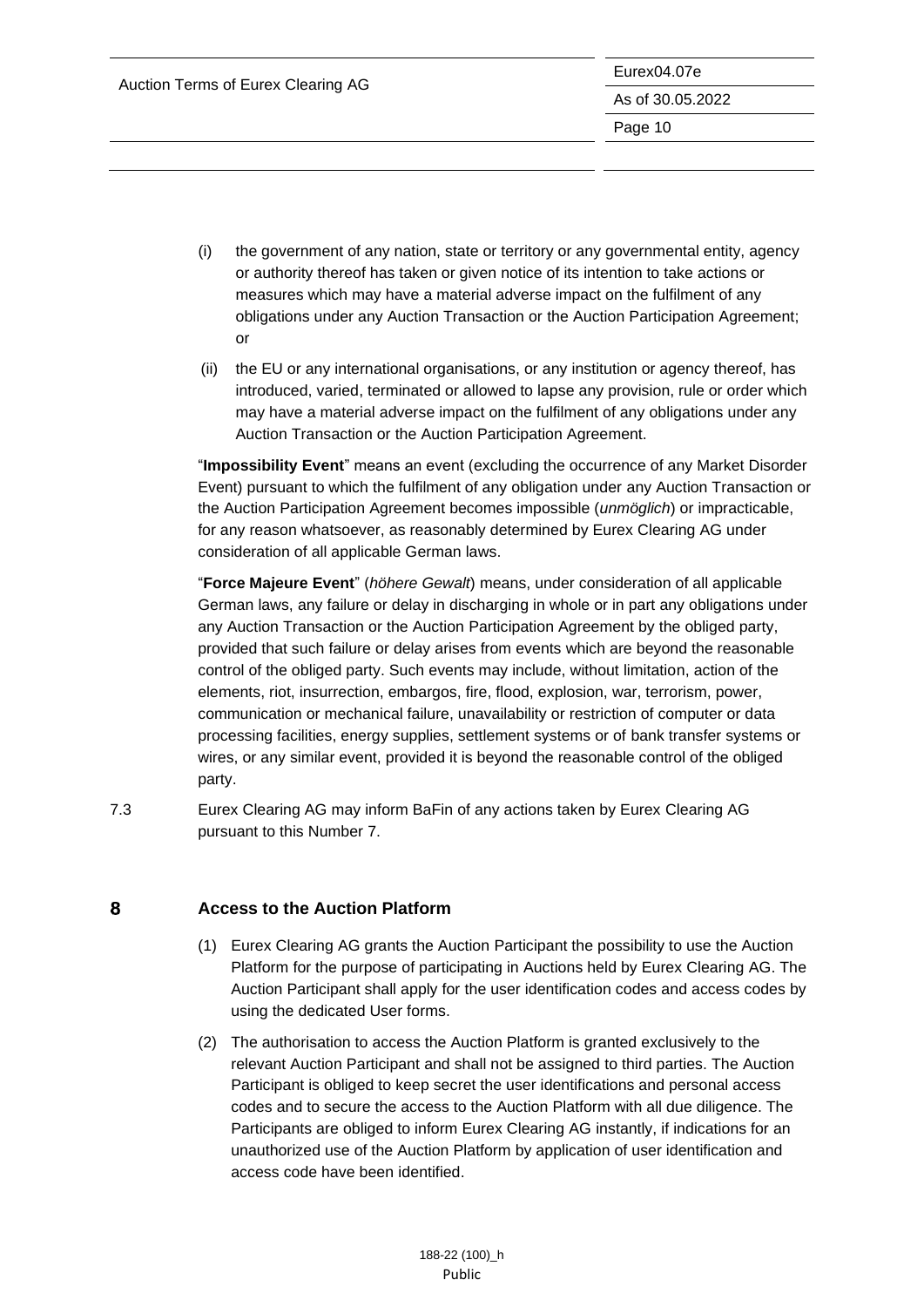(i) the government of any nation, state or territory or any governmental entity, agency or authority thereof has taken or given notice of its intention to take actions or measures which may have a material adverse impact on the fulfilment of any obligations under any Auction Transaction or the Auction Participation Agreement; or

(ii) the EU or any international organisations, or any institution or agency thereof, has introduced, varied, terminated or allowed to lapse any provision, rule or order which may have a material adverse impact on the fulfilment of any obligations under any Auction Transaction or the Auction Participation Agreement.

"**Impossibility Event**" means an event (excluding the occurrence of any Market Disorder Event) pursuant to which the fulfilment of any obligation under any Auction Transaction or the Auction Participation Agreement becomes impossible (*unmöglich*) or impracticable, for any reason whatsoever, as reasonably determined by Eurex Clearing AG under consideration of all applicable German laws.

"**Force Majeure Event**" (*höhere Gewalt*) means, under consideration of all applicable German laws, any failure or delay in discharging in whole or in part any obligations under any Auction Transaction or the Auction Participation Agreement by the obliged party, provided that such failure or delay arises from events which are beyond the reasonable control of the obliged party. Such events may include, without limitation, action of the elements, riot, insurrection, embargos, fire, flood, explosion, war, terrorism, power, communication or mechanical failure, unavailability or restriction of computer or data processing facilities, energy supplies, settlement systems or of bank transfer systems or wires, or any similar event, provided it is beyond the reasonable control of the obliged party.

7.3 Eurex Clearing AG may inform BaFin of any actions taken by Eurex Clearing AG pursuant to this Number 7.

## 8 Access to the Auction Platform

(1) Eurex Clearing AG grants the Auction Participant the possibility to use the Auction Platform for the purpose of participating in Auctions held by Eurex Clearing AG. The Auction Participant shall apply for the user identification codes and access codes by using the dedicated User forms.

(2) The authorisation to access the Auction Platform is granted exclusively to the relevant Auction Participant and shall not be assigned to third parties. The Auction Participant is obliged to keep secret the user identifications and personal access codes and to secure the access to the Auction Platform with all due diligence. The Participants are obliged to inform Eurex Clearing AG instantly, if indications for an unauthorized use of the Auction Platform by application of user identification and access code have been identified.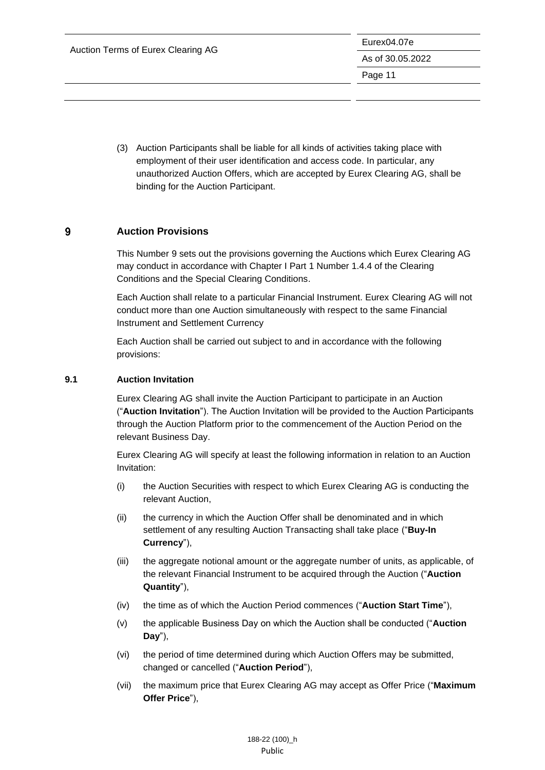(3) Auction Participants shall be liable for all kinds of activities taking place with employment of their user identification and access code. In particular, any unauthorized Auction Offers, which are accepted by Eurex Clearing AG, shall be binding for the Auction Participant.

# 9 Auction Provisions

This Number 9 sets out the provisions governing the Auctions which Eurex Clearing AG may conduct in accordance with Chapter I Part 1 Number 1.4.4 of the Clearing Conditions and the Special Clearing Conditions.

Each Auction shall relate to a particular Financial Instrument. Eurex Clearing AG will not conduct more than one Auction simultaneously with respect to the same Financial Instrument and Settlement Currency

Each Auction shall be carried out subject to and in accordance with the following provisions:

## 9.1 Auction Invitation

Eurex Clearing AG shall invite the Auction Participant to participate in an Auction ("**Auction Invitation**"). The Auction Invitation will be provided to the Auction Participants through the Auction Platform prior to the commencement of the Auction Period on the relevant Business Day.

Eurex Clearing AG will specify at least the following information in relation to an Auction Invitation:

(i) the Auction Securities with respect to which Eurex Clearing AG is conducting the relevant Auction,

(ii) the currency in which the Auction Offer shall be denominated and in which settlement of any resulting Auction Transacting shall take place ("**Buy-In Currency**"),

(iii) the aggregate notional amount or the aggregate number of units, as applicable, of the relevant Financial Instrument to be acquired through the Auction ("**Auction Quantity**"),

(iv) the time as of which the Auction Period commences ("**Auction Start Time**"),

(v) the applicable Business Day on which the Auction shall be conducted ("**Auction Day**"),

(vi) the period of time determined during which Auction Offers may be submitted, changed or cancelled ("**Auction Period**"),

(vii) the maximum price that Eurex Clearing AG may accept as Offer Price ("**Maximum Offer Price**"),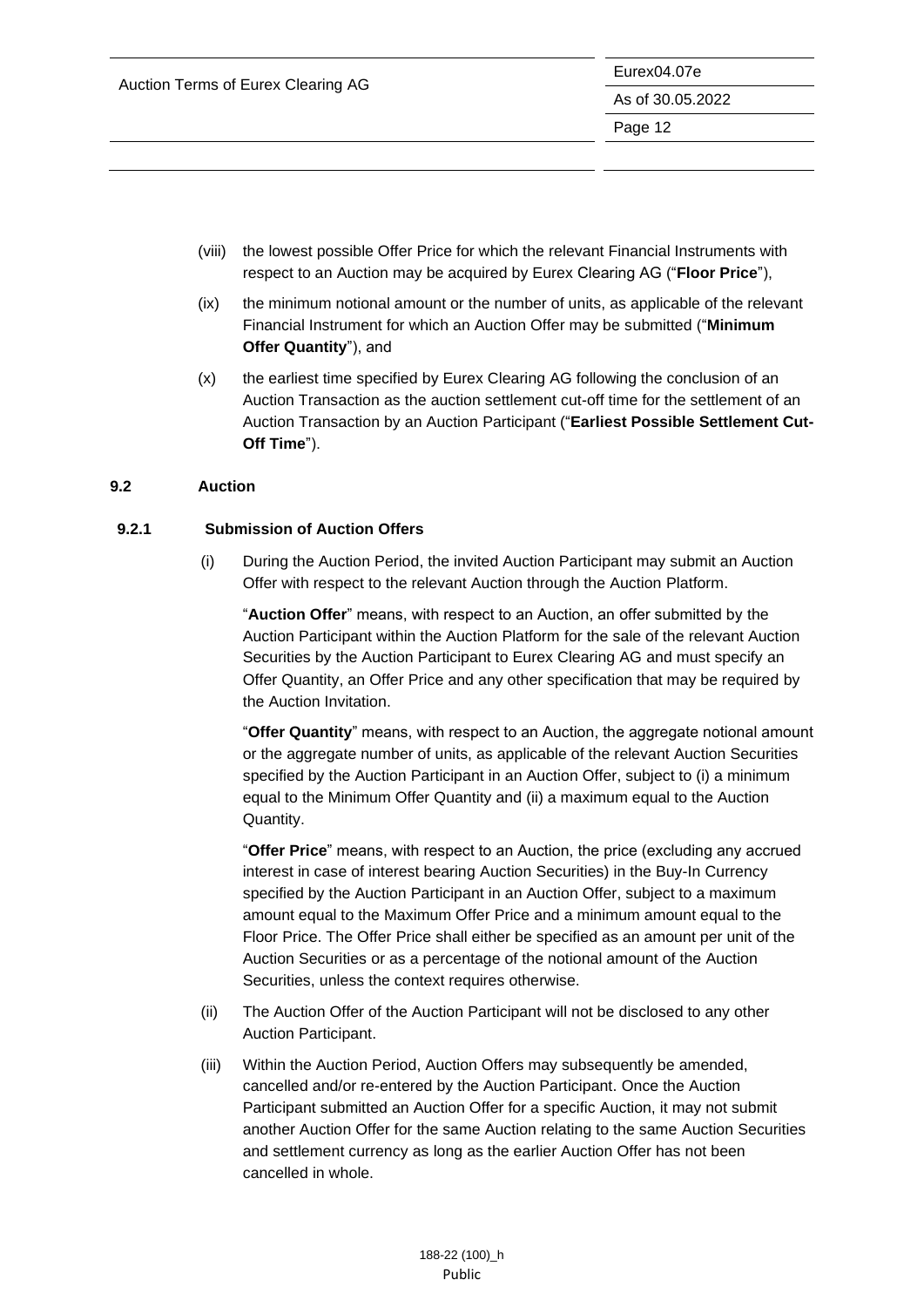(viii) the lowest possible Offer Price for which the relevant Financial Instruments with respect to an Auction may be acquired by Eurex Clearing AG ("**Floor Price**"),

(ix) the minimum notional amount or the number of units, as applicable of the relevant Financial Instrument for which an Auction Offer may be submitted ("**Minimum Offer Quantity**"), and

(x) the earliest time specified by Eurex Clearing AG following the conclusion of an Auction Transaction as the auction settlement cut-off time for the settlement of an Auction Transaction by an Auction Participant ("**Earliest Possible Settlement Cut-Off Time**").

### 9.2 Auction

#### 9.2.1 Submission of Auction Offers

(i) During the Auction Period, the invited Auction Participant may submit an Auction Offer with respect to the relevant Auction through the Auction Platform.

"**Auction Offer**" means, with respect to an Auction, an offer submitted by the Auction Participant within the Auction Platform for the sale of the relevant Auction Securities by the Auction Participant to Eurex Clearing AG and must specify an Offer Quantity, an Offer Price and any other specification that may be required by the Auction Invitation.

"**Offer Quantity**" means, with respect to an Auction, the aggregate notional amount or the aggregate number of units, as applicable of the relevant Auction Securities specified by the Auction Participant in an Auction Offer, subject to (i) a minimum equal to the Minimum Offer Quantity and (ii) a maximum equal to the Auction Quantity.

"**Offer Price**" means, with respect to an Auction, the price (excluding any accrued interest in case of interest bearing Auction Securities) in the Buy-In Currency specified by the Auction Participant in an Auction Offer, subject to a maximum amount equal to the Maximum Offer Price and a minimum amount equal to the Floor Price. The Offer Price shall either be specified as an amount per unit of the Auction Securities or as a percentage of the notional amount of the Auction Securities, unless the context requires otherwise.

(ii) The Auction Offer of the Auction Participant will not be disclosed to any other Auction Participant.

(iii) Within the Auction Period, Auction Offers may subsequently be amended, cancelled and/or re-entered by the Auction Participant. Once the Auction Participant submitted an Auction Offer for a specific Auction, it may not submit another Auction Offer for the same Auction relating to the same Auction Securities and settlement currency as long as the earlier Auction Offer has not been cancelled in whole.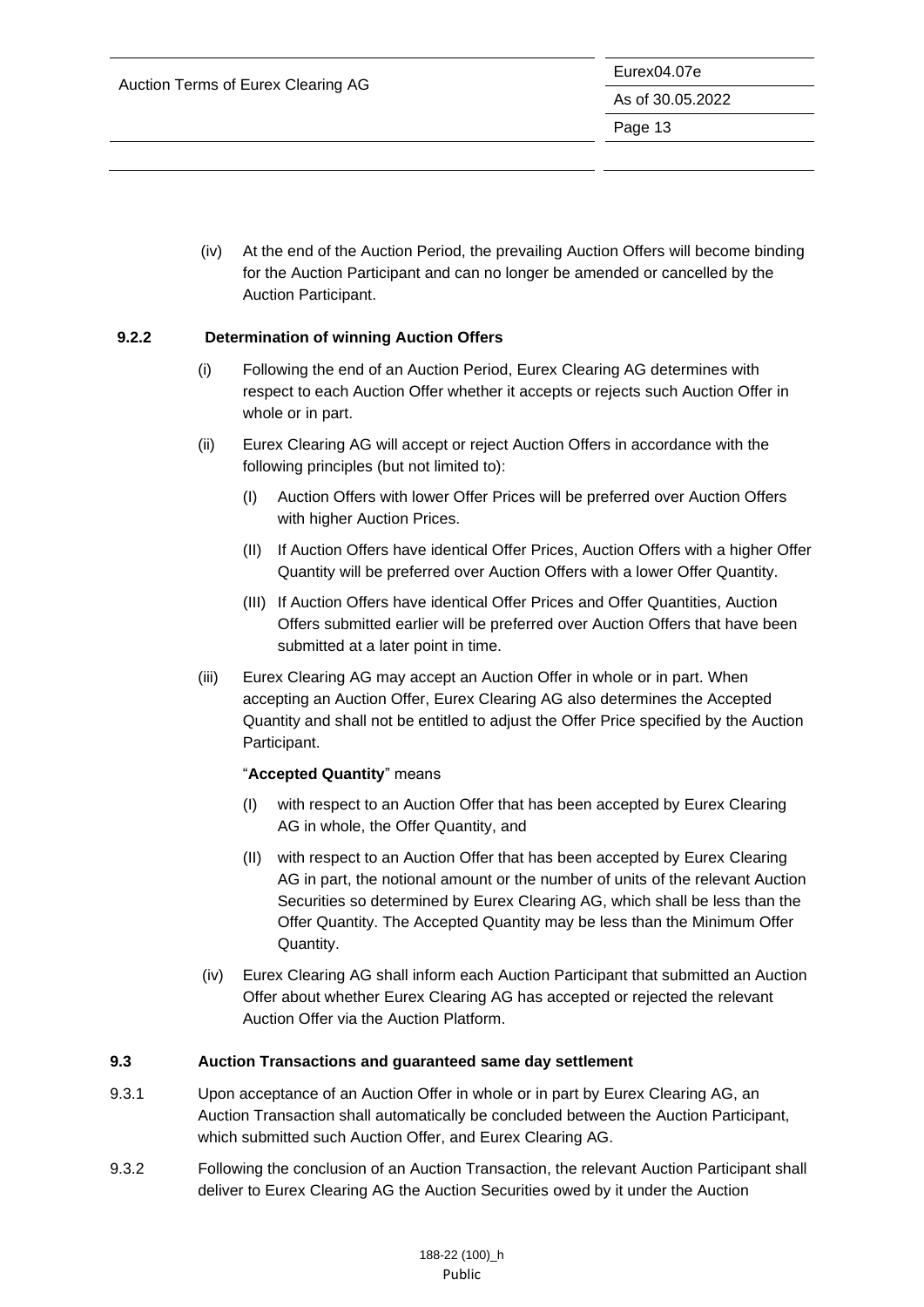(iv) At the end of the Auction Period, the prevailing Auction Offers will become binding for the Auction Participant and can no longer be amended or cancelled by the Auction Participant.

**9.2.2 Determination of winning Auction Offers**

(i) Following the end of an Auction Period, Eurex Clearing AG determines with respect to each Auction Offer whether it accepts or rejects such Auction Offer in whole or in part.

(ii) Eurex Clearing AG will accept or reject Auction Offers in accordance with the following principles (but not limited to):

(I) Auction Offers with lower Offer Prices will be preferred over Auction Offers with higher Auction Prices.

(II) If Auction Offers have identical Offer Prices, Auction Offers with a higher Offer Quantity will be preferred over Auction Offers with a lower Offer Quantity.

(III) If Auction Offers have identical Offer Prices and Offer Quantities, Auction Offers submitted earlier will be preferred over Auction Offers that have been submitted at a later point in time.

(iii) Eurex Clearing AG may accept an Auction Offer in whole or in part. When accepting an Auction Offer, Eurex Clearing AG also determines the Accepted Quantity and shall not be entitled to adjust the Offer Price specified by the Auction Participant.

"**Accepted Quantity**" means

(I) with respect to an Auction Offer that has been accepted by Eurex Clearing AG in whole, the Offer Quantity, and

(II) with respect to an Auction Offer that has been accepted by Eurex Clearing AG in part, the notional amount or the number of units of the relevant Auction Securities so determined by Eurex Clearing AG, which shall be less than the Offer Quantity. The Accepted Quantity may be less than the Minimum Offer Quantity.

(iv) Eurex Clearing AG shall inform each Auction Participant that submitted an Auction Offer about whether Eurex Clearing AG has accepted or rejected the relevant Auction Offer via the Auction Platform.

**9.3 Auction Transactions and guaranteed same day settlement**

9.3.1 Upon acceptance of an Auction Offer in whole or in part by Eurex Clearing AG, an Auction Transaction shall automatically be concluded between the Auction Participant, which submitted such Auction Offer, and Eurex Clearing AG.

9.3.2 Following the conclusion of an Auction Transaction, the relevant Auction Participant shall deliver to Eurex Clearing AG the Auction Securities owed by it under the Auction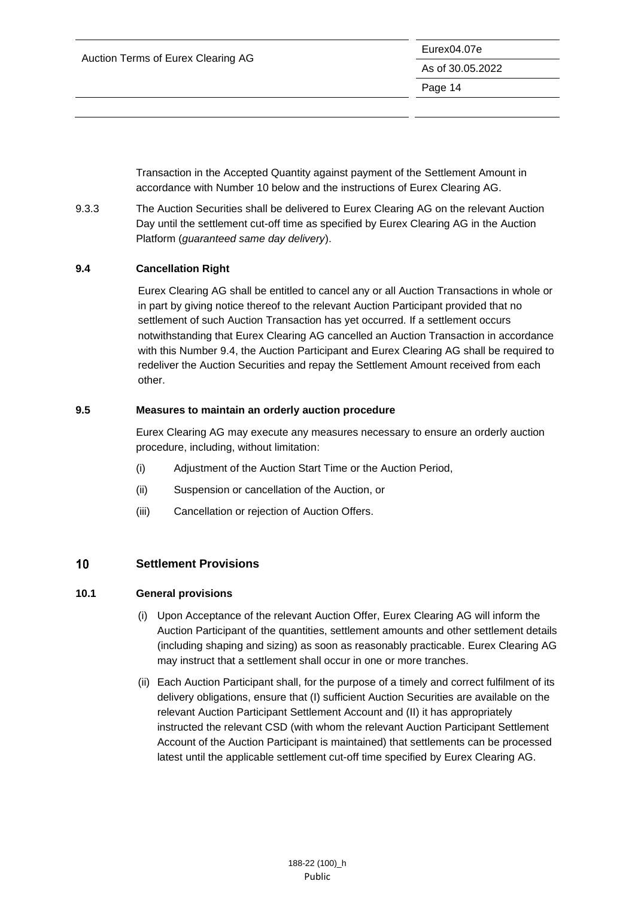Transaction in the Accepted Quantity against payment of the Settlement Amount in accordance with Number 10 below and the instructions of Eurex Clearing AG.

9.3.3 The Auction Securities shall be delivered to Eurex Clearing AG on the relevant Auction Day until the settlement cut-off time as specified by Eurex Clearing AG in the Auction Platform (*guaranteed same day delivery*).

### 9.4 Cancellation Right

Eurex Clearing AG shall be entitled to cancel any or all Auction Transactions in whole or in part by giving notice thereof to the relevant Auction Participant provided that no settlement of such Auction Transaction has yet occurred. If a settlement occurs notwithstanding that Eurex Clearing AG cancelled an Auction Transaction in accordance with this Number 9.4, the Auction Participant and Eurex Clearing AG shall be required to redeliver the Auction Securities and repay the Settlement Amount received from each other.

### 9.5 Measures to maintain an orderly auction procedure

Eurex Clearing AG may execute any measures necessary to ensure an orderly auction procedure, including, without limitation:

(i) Adjustment of the Auction Start Time or the Auction Period,

(ii) Suspension or cancellation of the Auction, or

(iii) Cancellation or rejection of Auction Offers.

## 10 Settlement Provisions

### 10.1 General provisions

(i) Upon Acceptance of the relevant Auction Offer, Eurex Clearing AG will inform the Auction Participant of the quantities, settlement amounts and other settlement details (including shaping and sizing) as soon as reasonably practicable. Eurex Clearing AG may instruct that a settlement shall occur in one or more tranches.

(ii) Each Auction Participant shall, for the purpose of a timely and correct fulfilment of its delivery obligations, ensure that (I) sufficient Auction Securities are available on the relevant Auction Participant Settlement Account and (II) it has appropriately instructed the relevant CSD (with whom the relevant Auction Participant Settlement Account of the Auction Participant is maintained) that settlements can be processed latest until the applicable settlement cut-off time specified by Eurex Clearing AG.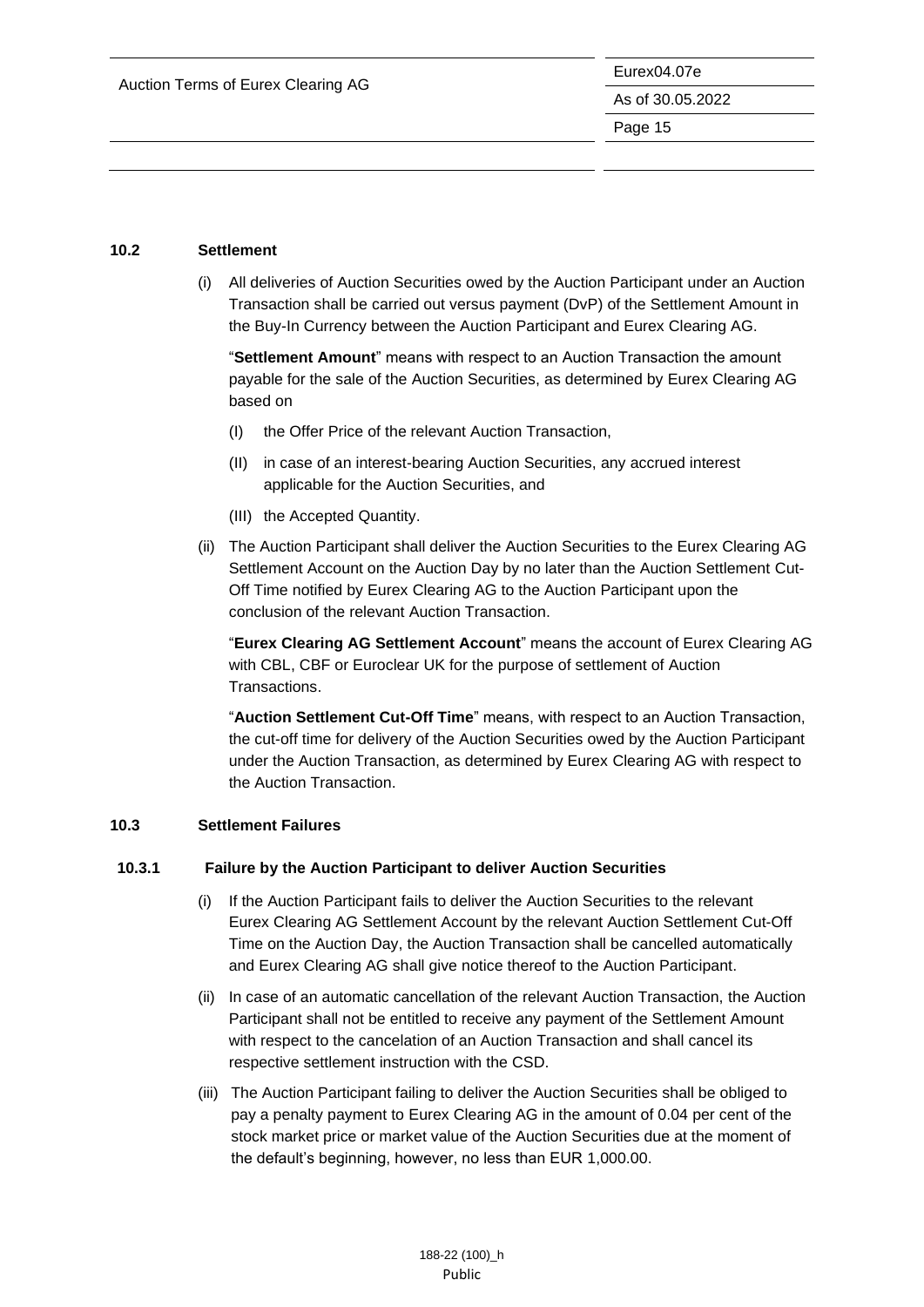### 10.2 Settlement

(i) All deliveries of Auction Securities owed by the Auction Participant under an Auction Transaction shall be carried out versus payment (DvP) of the Settlement Amount in the Buy-In Currency between the Auction Participant and Eurex Clearing AG.

"**Settlement Amount**" means with respect to an Auction Transaction the amount payable for the sale of the Auction Securities, as determined by Eurex Clearing AG based on

(I) the Offer Price of the relevant Auction Transaction,

(II) in case of an interest-bearing Auction Securities, any accrued interest applicable for the Auction Securities, and

(III) the Accepted Quantity.

(ii) The Auction Participant shall deliver the Auction Securities to the Eurex Clearing AG Settlement Account on the Auction Day by no later than the Auction Settlement Cut-Off Time notified by Eurex Clearing AG to the Auction Participant upon the conclusion of the relevant Auction Transaction.

"**Eurex Clearing AG Settlement Account**" means the account of Eurex Clearing AG with CBL, CBF or Euroclear UK for the purpose of settlement of Auction Transactions.

"**Auction Settlement Cut-Off Time**" means, with respect to an Auction Transaction, the cut-off time for delivery of the Auction Securities owed by the Auction Participant under the Auction Transaction, as determined by Eurex Clearing AG with respect to the Auction Transaction.

### 10.3 Settlement Failures

#### 10.3.1 Failure by the Auction Participant to deliver Auction Securities

(i) If the Auction Participant fails to deliver the Auction Securities to the relevant Eurex Clearing AG Settlement Account by the relevant Auction Settlement Cut-Off Time on the Auction Day, the Auction Transaction shall be cancelled automatically and Eurex Clearing AG shall give notice thereof to the Auction Participant.

(ii) In case of an automatic cancellation of the relevant Auction Transaction, the Auction Participant shall not be entitled to receive any payment of the Settlement Amount with respect to the cancelation of an Auction Transaction and shall cancel its respective settlement instruction with the CSD.

(iii) The Auction Participant failing to deliver the Auction Securities shall be obliged to pay a penalty payment to Eurex Clearing AG in the amount of 0.04 per cent of the stock market price or market value of the Auction Securities due at the moment of the default's beginning, however, no less than EUR 1,000.00.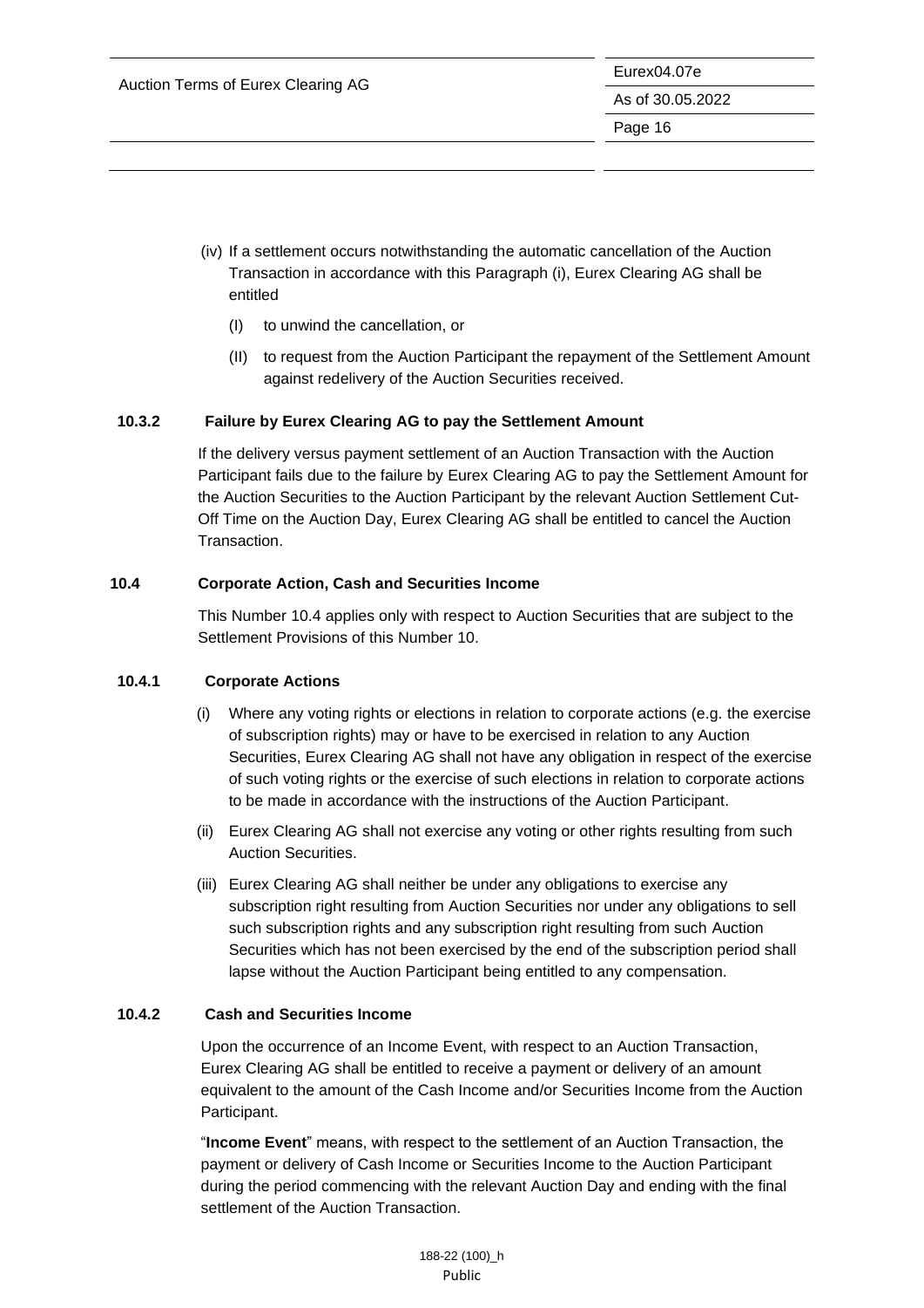(iv) If a settlement occurs notwithstanding the automatic cancellation of the Auction Transaction in accordance with this Paragraph (i), Eurex Clearing AG shall be entitled

(I) to unwind the cancellation, or

(II) to request from the Auction Participant the repayment of the Settlement Amount against redelivery of the Auction Securities received.

#### 10.3.2 Failure by Eurex Clearing AG to pay the Settlement Amount

If the delivery versus payment settlement of an Auction Transaction with the Auction Participant fails due to the failure by Eurex Clearing AG to pay the Settlement Amount for the Auction Securities to the Auction Participant by the relevant Auction Settlement Cut-Off Time on the Auction Day, Eurex Clearing AG shall be entitled to cancel the Auction Transaction.

### 10.4 Corporate Action, Cash and Securities Income

This Number 10.4 applies only with respect to Auction Securities that are subject to the Settlement Provisions of this Number 10.

#### 10.4.1 Corporate Actions

(i) Where any voting rights or elections in relation to corporate actions (e.g. the exercise of subscription rights) may or have to be exercised in relation to any Auction Securities, Eurex Clearing AG shall not have any obligation in respect of the exercise of such voting rights or the exercise of such elections in relation to corporate actions to be made in accordance with the instructions of the Auction Participant.

(ii) Eurex Clearing AG shall not exercise any voting or other rights resulting from such Auction Securities.

(iii) Eurex Clearing AG shall neither be under any obligations to exercise any subscription right resulting from Auction Securities nor under any obligations to sell such subscription rights and any subscription right resulting from such Auction Securities which has not been exercised by the end of the subscription period shall lapse without the Auction Participant being entitled to any compensation.

#### 10.4.2 Cash and Securities Income

Upon the occurrence of an Income Event, with respect to an Auction Transaction, Eurex Clearing AG shall be entitled to receive a payment or delivery of an amount equivalent to the amount of the Cash Income and/or Securities Income from the Auction Participant.

"**Income Event**" means, with respect to the settlement of an Auction Transaction, the payment or delivery of Cash Income or Securities Income to the Auction Participant during the period commencing with the relevant Auction Day and ending with the final settlement of the Auction Transaction.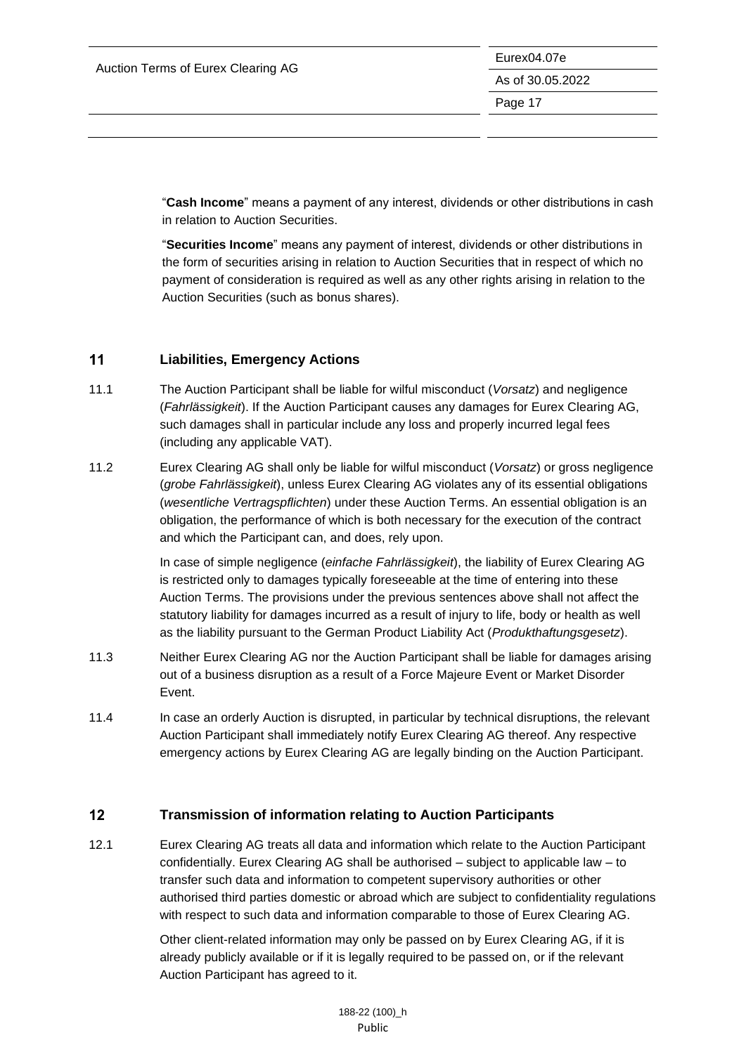"**Cash Income**" means a payment of any interest, dividends or other distributions in cash in relation to Auction Securities.

"**Securities Income**" means any payment of interest, dividends or other distributions in the form of securities arising in relation to Auction Securities that in respect of which no payment of consideration is required as well as any other rights arising in relation to the Auction Securities (such as bonus shares).

## 11 Liabilities, Emergency Actions

11.1 The Auction Participant shall be liable for wilful misconduct (*Vorsatz*) and negligence (*Fahrlässigkeit*). If the Auction Participant causes any damages for Eurex Clearing AG, such damages shall in particular include any loss and properly incurred legal fees (including any applicable VAT).

11.2 Eurex Clearing AG shall only be liable for wilful misconduct (*Vorsatz*) or gross negligence (*grobe Fahrlässigkeit*), unless Eurex Clearing AG violates any of its essential obligations (*wesentliche Vertragspflichten*) under these Auction Terms. An essential obligation is an obligation, the performance of which is both necessary for the execution of the contract and which the Participant can, and does, rely upon.

In case of simple negligence (*einfache Fahrlässigkeit*), the liability of Eurex Clearing AG is restricted only to damages typically foreseeable at the time of entering into these Auction Terms. The provisions under the previous sentences above shall not affect the statutory liability for damages incurred as a result of injury to life, body or health as well as the liability pursuant to the German Product Liability Act (*Produkthaftungsgesetz*).

11.3 Neither Eurex Clearing AG nor the Auction Participant shall be liable for damages arising out of a business disruption as a result of a Force Majeure Event or Market Disorder Event.

11.4 In case an orderly Auction is disrupted, in particular by technical disruptions, the relevant Auction Participant shall immediately notify Eurex Clearing AG thereof. Any respective emergency actions by Eurex Clearing AG are legally binding on the Auction Participant.

## 12 Transmission of information relating to Auction Participants

12.1 Eurex Clearing AG treats all data and information which relate to the Auction Participant confidentially. Eurex Clearing AG shall be authorised – subject to applicable law – to transfer such data and information to competent supervisory authorities or other authorised third parties domestic or abroad which are subject to confidentiality regulations with respect to such data and information comparable to those of Eurex Clearing AG.

Other client-related information may only be passed on by Eurex Clearing AG, if it is already publicly available or if it is legally required to be passed on, or if the relevant Auction Participant has agreed to it.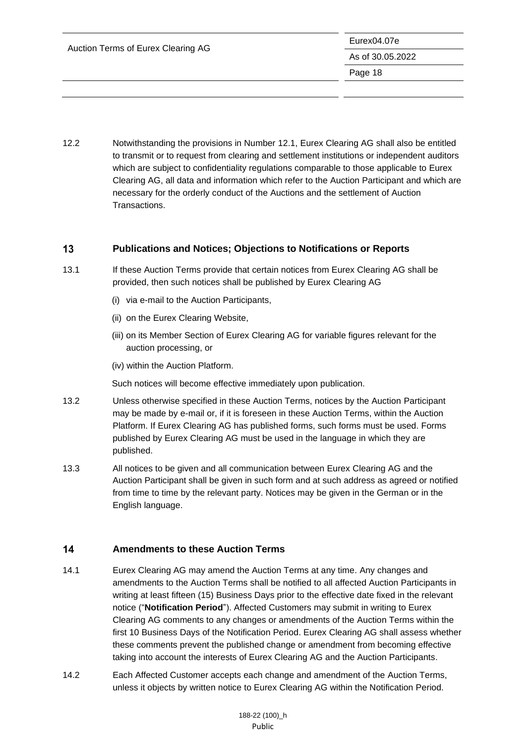12.2 Notwithstanding the provisions in Number 12.1, Eurex Clearing AG shall also be entitled to transmit or to request from clearing and settlement institutions or independent auditors which are subject to confidentiality regulations comparable to those applicable to Eurex Clearing AG, all data and information which refer to the Auction Participant and which are necessary for the orderly conduct of the Auctions and the settlement of Auction Transactions.

## 13 Publications and Notices; Objections to Notifications or Reports

13.1 If these Auction Terms provide that certain notices from Eurex Clearing AG shall be provided, then such notices shall be published by Eurex Clearing AG

(i) via e-mail to the Auction Participants,

(ii) on the Eurex Clearing Website,

(iii) on its Member Section of Eurex Clearing AG for variable figures relevant for the auction processing, or

(iv) within the Auction Platform.

Such notices will become effective immediately upon publication.

13.2 Unless otherwise specified in these Auction Terms, notices by the Auction Participant may be made by e-mail or, if it is foreseen in these Auction Terms, within the Auction Platform. If Eurex Clearing AG has published forms, such forms must be used. Forms published by Eurex Clearing AG must be used in the language in which they are published.

13.3 All notices to be given and all communication between Eurex Clearing AG and the Auction Participant shall be given in such form and at such address as agreed or notified from time to time by the relevant party. Notices may be given in the German or in the English language.

## 14 Amendments to these Auction Terms

14.1 Eurex Clearing AG may amend the Auction Terms at any time. Any changes and amendments to the Auction Terms shall be notified to all affected Auction Participants in writing at least fifteen (15) Business Days prior to the effective date fixed in the relevant notice ("**Notification Period**"). Affected Customers may submit in writing to Eurex Clearing AG comments to any changes or amendments of the Auction Terms within the first 10 Business Days of the Notification Period. Eurex Clearing AG shall assess whether these comments prevent the published change or amendment from becoming effective taking into account the interests of Eurex Clearing AG and the Auction Participants.

14.2 Each Affected Customer accepts each change and amendment of the Auction Terms, unless it objects by written notice to Eurex Clearing AG within the Notification Period.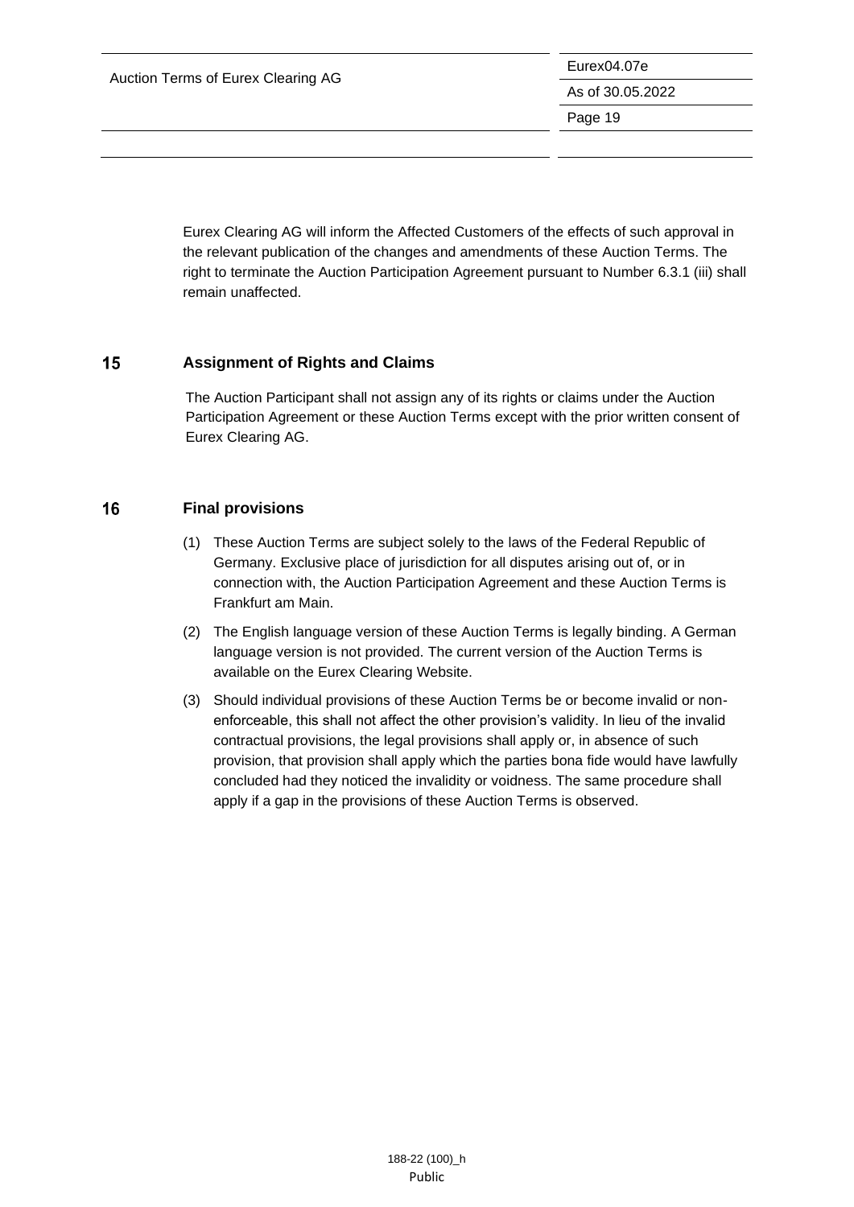Eurex Clearing AG will inform the Affected Customers of the effects of such approval in the relevant publication of the changes and amendments of these Auction Terms. The right to terminate the Auction Participation Agreement pursuant to Number 6.3.1 (iii) shall remain unaffected.

## 15 Assignment of Rights and Claims

The Auction Participant shall not assign any of its rights or claims under the Auction Participation Agreement or these Auction Terms except with the prior written consent of Eurex Clearing AG.

## 16 Final provisions

(1) These Auction Terms are subject solely to the laws of the Federal Republic of Germany. Exclusive place of jurisdiction for all disputes arising out of, or in connection with, the Auction Participation Agreement and these Auction Terms is Frankfurt am Main.

(2) The English language version of these Auction Terms is legally binding. A German language version is not provided. The current version of the Auction Terms is available on the Eurex Clearing Website.

(3) Should individual provisions of these Auction Terms be or become invalid or non-enforceable, this shall not affect the other provision's validity. In lieu of the invalid contractual provisions, the legal provisions shall apply or, in absence of such provision, that provision shall apply which the parties bona fide would have lawfully concluded had they noticed the invalidity or voidness. The same procedure shall apply if a gap in the provisions of these Auction Terms is observed.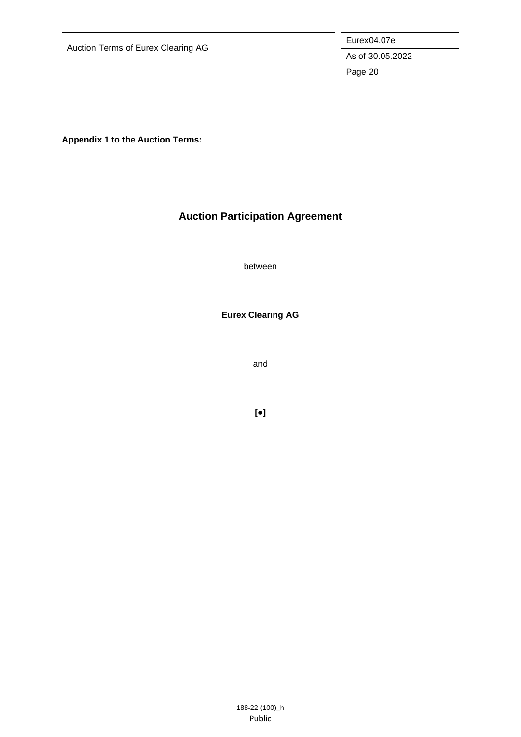**Appendix 1 to the Auction Terms:**

# Auction Participation Agreement

between

**Eurex Clearing AG**

and

**[•]**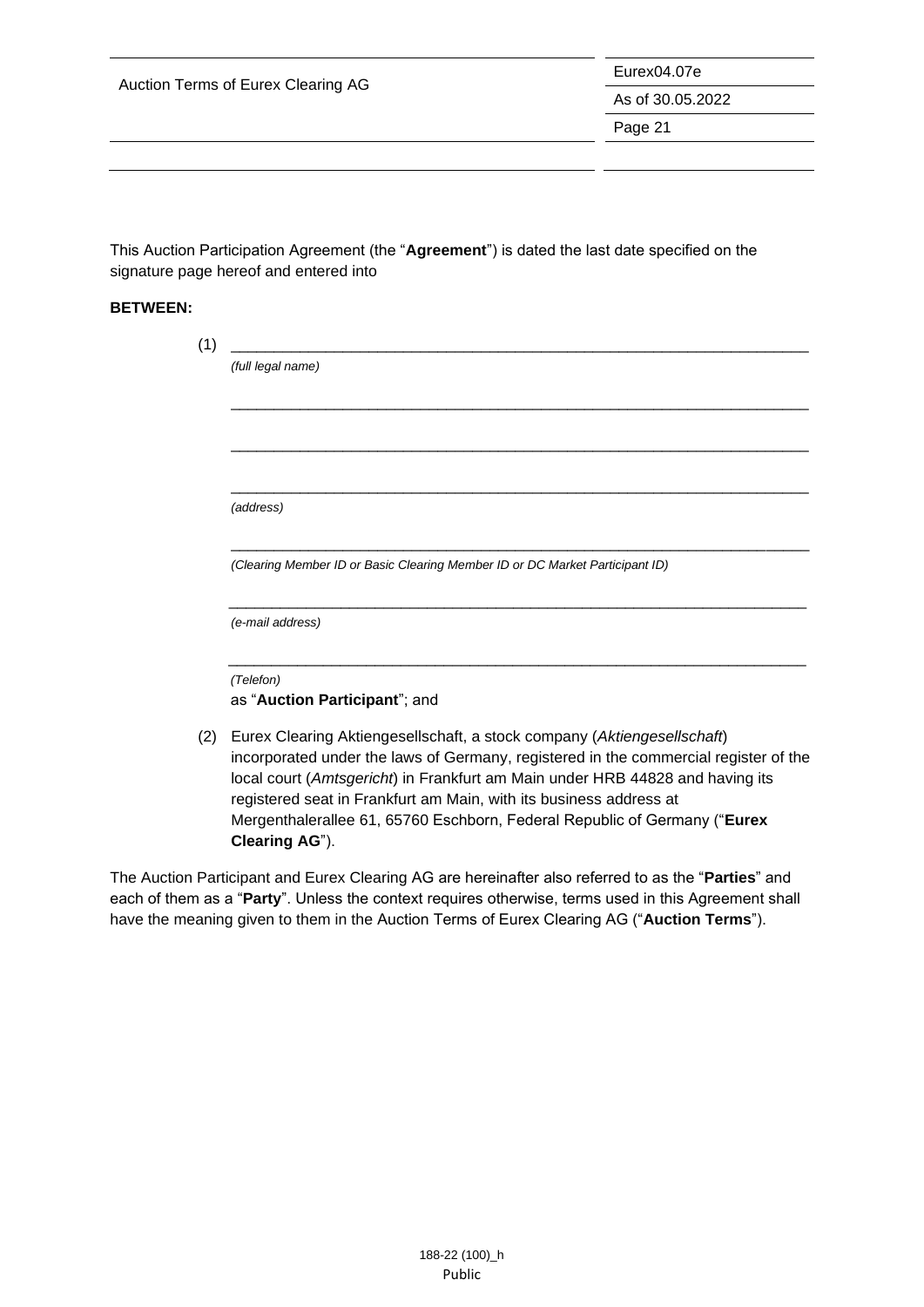This Auction Participation Agreement (the "**Agreement**") is dated the last date specified on the signature page hereof and entered into

**BETWEEN:**

(1) ______________________________________________________________________

*(full legal name)*

______________________________________________________________________

______________________________________________________________________

______________________________________________________________________

*(address)*

______________________________________________________________________

*(Clearing Member ID or Basic Clearing Member ID or DC Market Participant ID)*

______________________________________________________________________

*(e-mail address)*

______________________________________________________________________

*(Telefon)*

as "**Auction Participant**"; and

(2) Eurex Clearing Aktiengesellschaft, a stock company (*Aktiengesellschaft*) incorporated under the laws of Germany, registered in the commercial register of the local court (*Amtsgericht*) in Frankfurt am Main under HRB 44828 and having its registered seat in Frankfurt am Main, with its business address at Mergenthalerallee 61, 65760 Eschborn, Federal Republic of Germany ("**Eurex Clearing AG**").

The Auction Participant and Eurex Clearing AG are hereinafter also referred to as the "**Parties**" and each of them as a "**Party**". Unless the context requires otherwise, terms used in this Agreement shall have the meaning given to them in the Auction Terms of Eurex Clearing AG ("**Auction Terms**").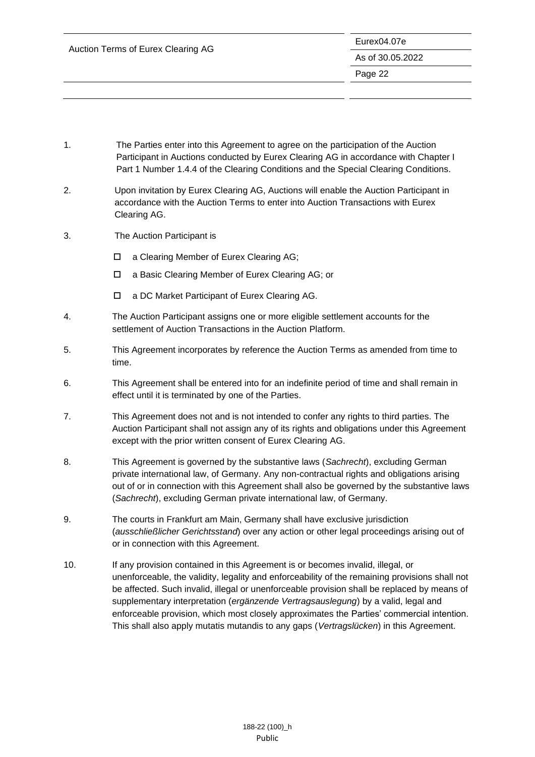1. The Parties enter into this Agreement to agree on the participation of the Auction Participant in Auctions conducted by Eurex Clearing AG in accordance with Chapter I Part 1 Number 1.4.4 of the Clearing Conditions and the Special Clearing Conditions.

2. Upon invitation by Eurex Clearing AG, Auctions will enable the Auction Participant in accordance with the Auction Terms to enter into Auction Transactions with Eurex Clearing AG.

3. The Auction Participant is

   - ☐ a Clearing Member of Eurex Clearing AG;
   - ☐ a Basic Clearing Member of Eurex Clearing AG; or
   - ☐ a DC Market Participant of Eurex Clearing AG.

4. The Auction Participant assigns one or more eligible settlement accounts for the settlement of Auction Transactions in the Auction Platform.

5. This Agreement incorporates by reference the Auction Terms as amended from time to time.

6. This Agreement shall be entered into for an indefinite period of time and shall remain in effect until it is terminated by one of the Parties.

7. This Agreement does not and is not intended to confer any rights to third parties. The Auction Participant shall not assign any of its rights and obligations under this Agreement except with the prior written consent of Eurex Clearing AG.

8. This Agreement is governed by the substantive laws (*Sachrecht*), excluding German private international law, of Germany. Any non-contractual rights and obligations arising out of or in connection with this Agreement shall also be governed by the substantive laws (*Sachrecht*), excluding German private international law, of Germany.

9. The courts in Frankfurt am Main, Germany shall have exclusive jurisdiction (*ausschließlicher Gerichtsstand*) over any action or other legal proceedings arising out of or in connection with this Agreement.

10. If any provision contained in this Agreement is or becomes invalid, illegal, or unenforceable, the validity, legality and enforceability of the remaining provisions shall not be affected. Such invalid, illegal or unenforceable provision shall be replaced by means of supplementary interpretation (*ergänzende Vertragsauslegung*) by a valid, legal and enforceable provision, which most closely approximates the Parties' commercial intention. This shall also apply mutatis mutandis to any gaps (*Vertragslücken*) in this Agreement.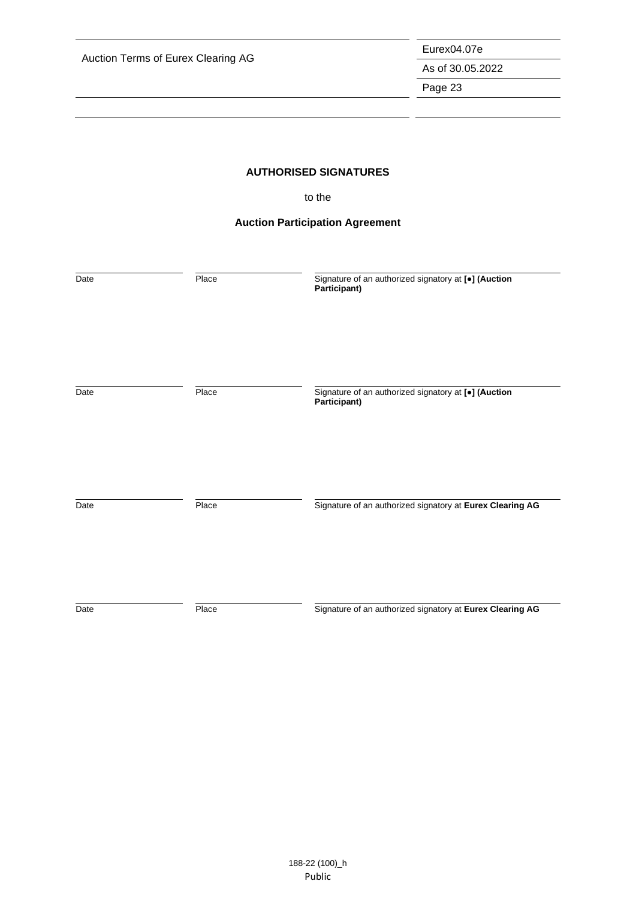**AUTHORISED SIGNATURES**

to the

**Auction Participation Agreement**

| | | |
|---|---|---|
| Date | Place | Signature of an authorized signatory at **[●] (Auction Participant)** |
| Date | Place | Signature of an authorized signatory at **[●] (Auction Participant)** |
| Date | Place | Signature of an authorized signatory at **Eurex Clearing AG** |
| Date | Place | Signature of an authorized signatory at **Eurex Clearing AG** |

188-22 (100)_h

Public